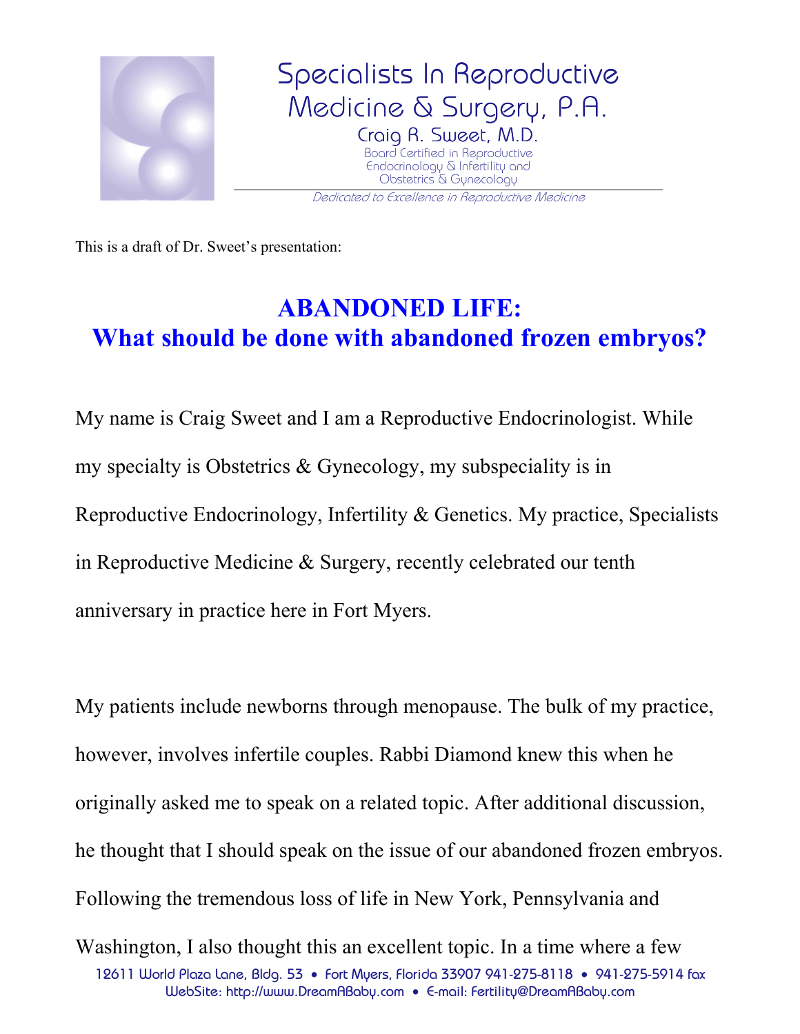Specialists In Reproductive Medicine & Surgery, P.A.

Craig R. Sweet, M.D.

Board Certified in Reproductive Endocrinology & Infertility and Obstetrics & Gynecology

*Dedicated to Excellence in Reproductive Medicine*

This is a draft of Dr. Sweet's presentation:

# ABANDONED LIFE:
# What should be done with abandoned frozen embryos?

My name is Craig Sweet and I am a Reproductive Endocrinologist. While my specialty is Obstetrics & Gynecology, my subspeciality is in Reproductive Endocrinology, Infertility & Genetics. My practice, Specialists in Reproductive Medicine & Surgery, recently celebrated our tenth anniversary in practice here in Fort Myers.

My patients include newborns through menopause. The bulk of my practice, however, involves infertile couples. Rabbi Diamond knew this when he originally asked me to speak on a related topic. After additional discussion, he thought that I should speak on the issue of our abandoned frozen embryos. Following the tremendous loss of life in New York, Pennsylvania and Washington, I also thought this an excellent topic. In a time where a few

12611 World Plaza Lane, Bldg. 53 • Fort Myers, Florida 33907 941-275-8118 • 941-275-5914 fax
WebSite: http://www.DreamABaby.com • E-mail: Fertility@DreamABaby.com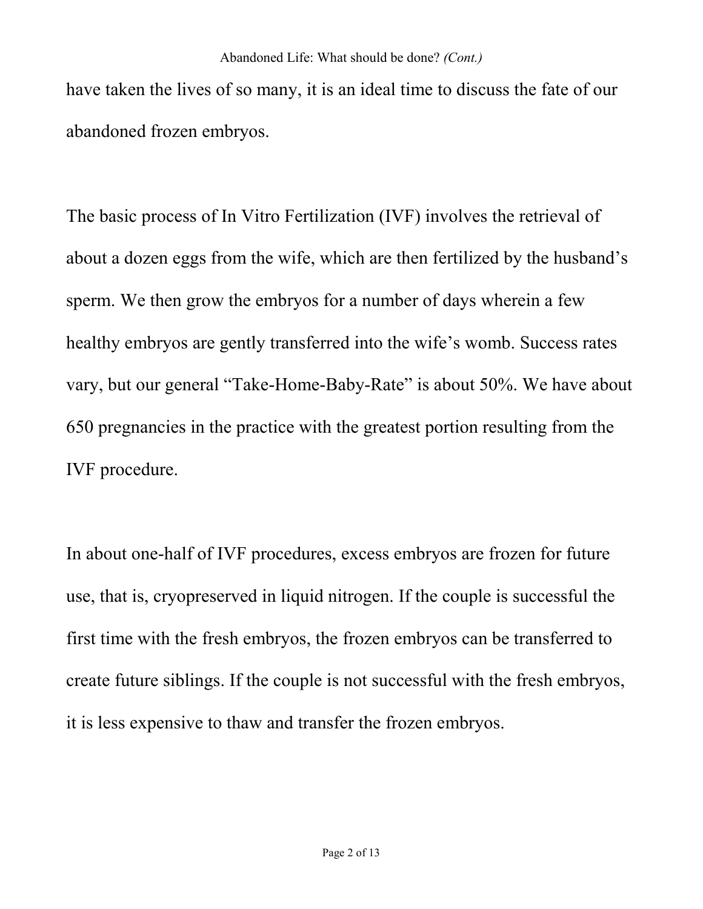have taken the lives of so many, it is an ideal time to discuss the fate of our abandoned frozen embryos.

The basic process of In Vitro Fertilization (IVF) involves the retrieval of about a dozen eggs from the wife, which are then fertilized by the husband's sperm. We then grow the embryos for a number of days wherein a few healthy embryos are gently transferred into the wife's womb. Success rates vary, but our general "Take-Home-Baby-Rate" is about 50%. We have about 650 pregnancies in the practice with the greatest portion resulting from the IVF procedure.

In about one-half of IVF procedures, excess embryos are frozen for future use, that is, cryopreserved in liquid nitrogen. If the couple is successful the first time with the fresh embryos, the frozen embryos can be transferred to create future siblings. If the couple is not successful with the fresh embryos, it is less expensive to thaw and transfer the frozen embryos.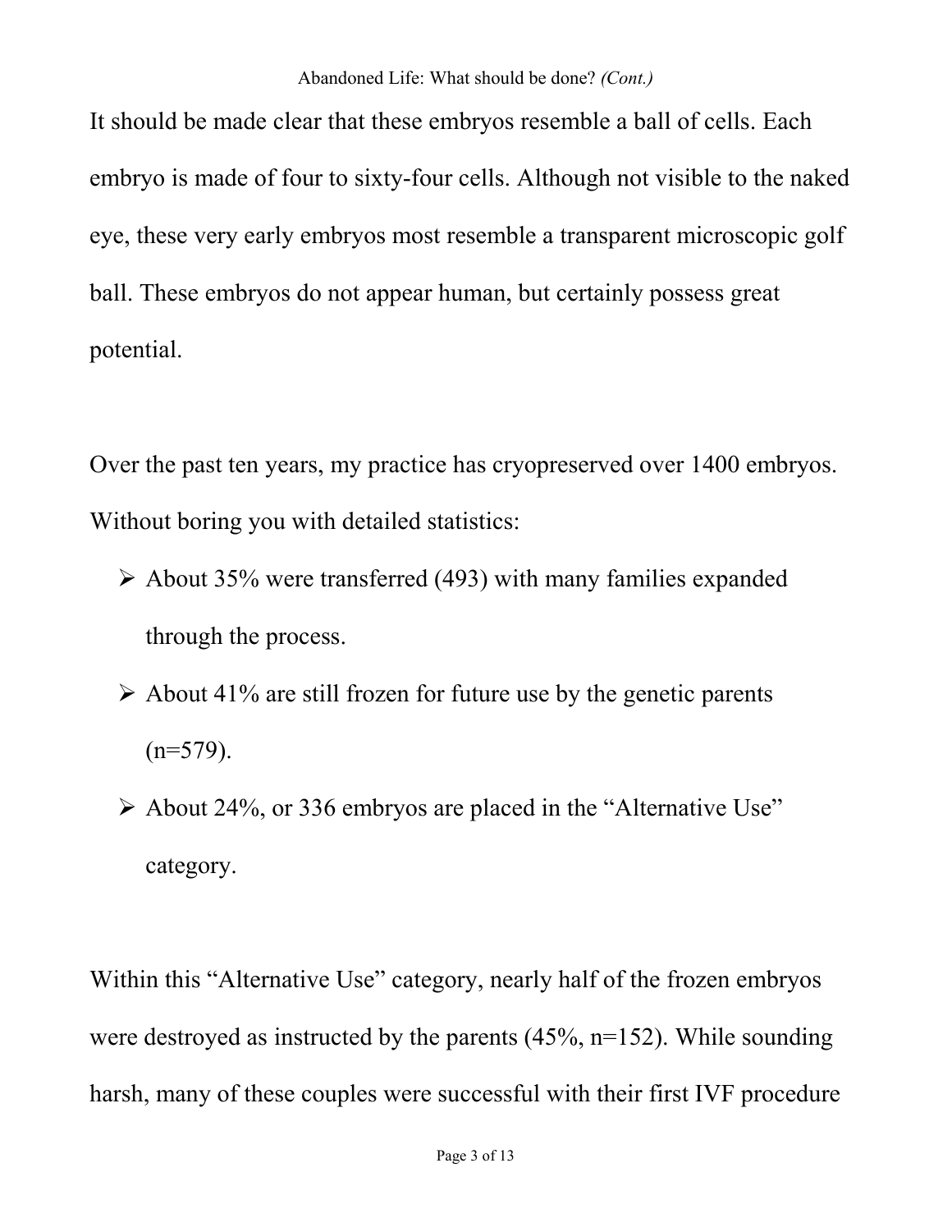It should be made clear that these embryos resemble a ball of cells. Each embryo is made of four to sixty-four cells. Although not visible to the naked eye, these very early embryos most resemble a transparent microscopic golf ball. These embryos do not appear human, but certainly possess great potential.

Over the past ten years, my practice has cryopreserved over 1400 embryos. Without boring you with detailed statistics:

- About 35% were transferred (493) with many families expanded through the process.
- About 41% are still frozen for future use by the genetic parents (n=579).
- About 24%, or 336 embryos are placed in the "Alternative Use" category.

Within this "Alternative Use" category, nearly half of the frozen embryos were destroyed as instructed by the parents (45%, n=152). While sounding harsh, many of these couples were successful with their first IVF procedure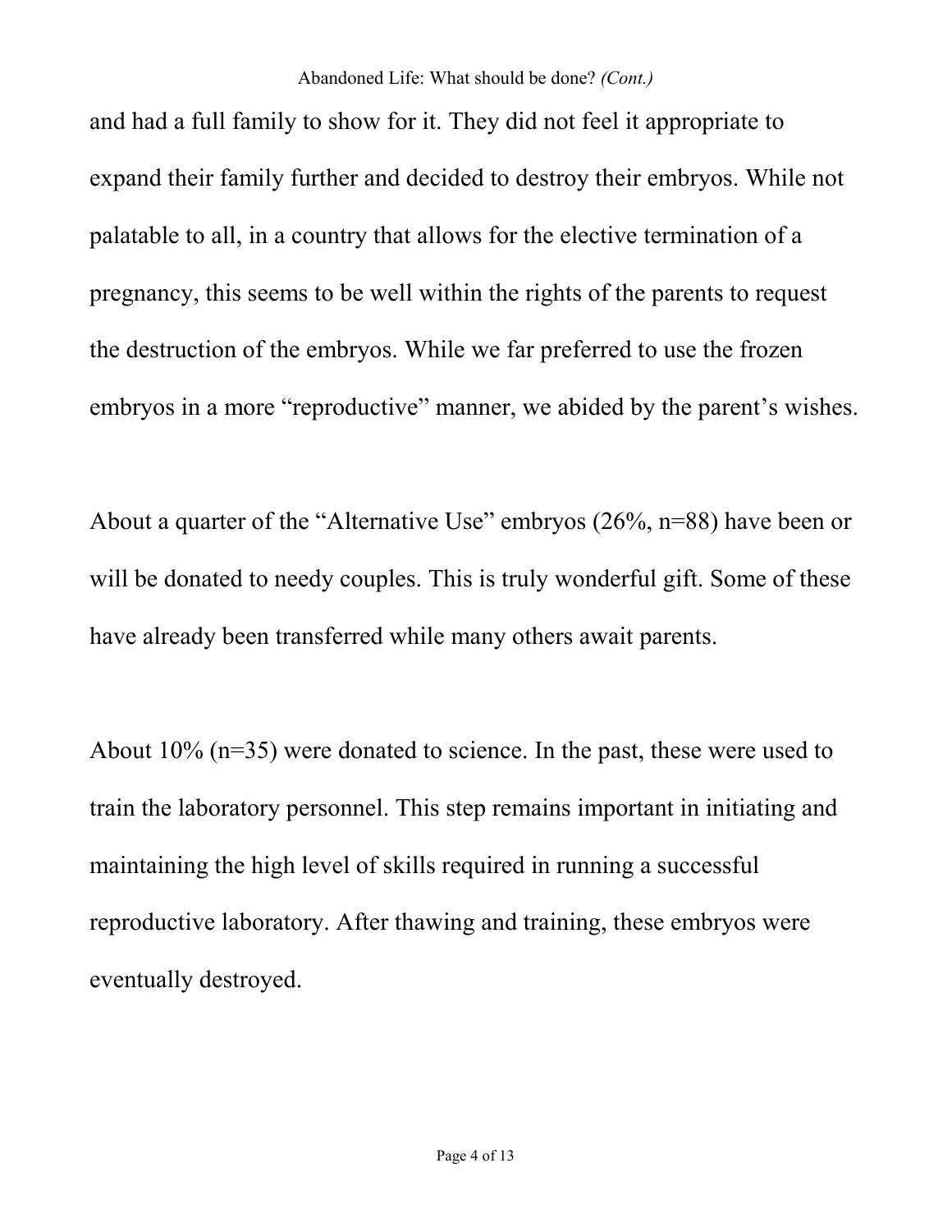and had a full family to show for it. They did not feel it appropriate to expand their family further and decided to destroy their embryos. While not palatable to all, in a country that allows for the elective termination of a pregnancy, this seems to be well within the rights of the parents to request the destruction of the embryos. While we far preferred to use the frozen embryos in a more "reproductive" manner, we abided by the parent's wishes.

About a quarter of the "Alternative Use" embryos (26%, n=88) have been or will be donated to needy couples. This is truly wonderful gift. Some of these have already been transferred while many others await parents.

About 10% (n=35) were donated to science. In the past, these were used to train the laboratory personnel. This step remains important in initiating and maintaining the high level of skills required in running a successful reproductive laboratory. After thawing and training, these embryos were eventually destroyed.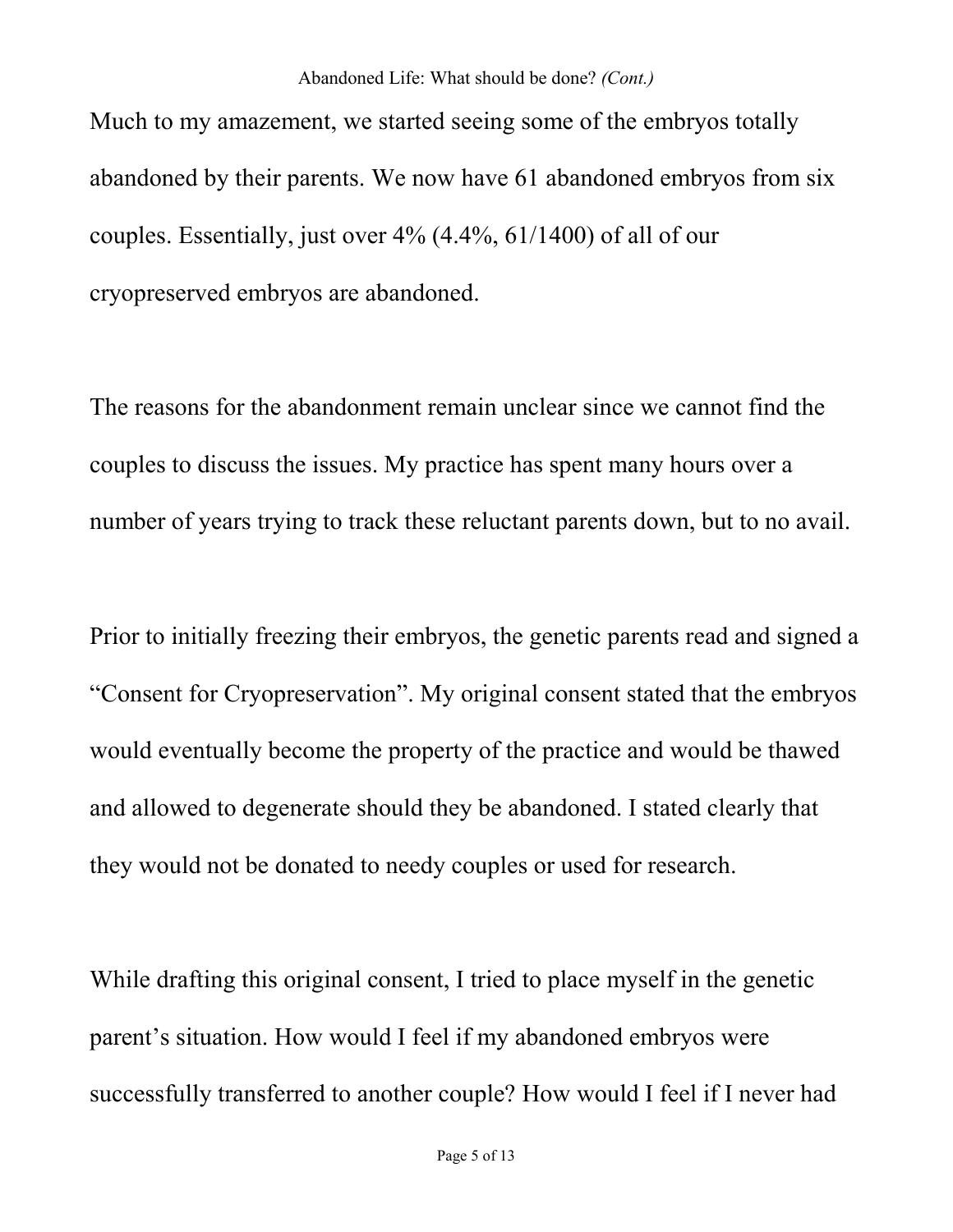Much to my amazement, we started seeing some of the embryos totally abandoned by their parents. We now have 61 abandoned embryos from six couples. Essentially, just over 4% (4.4%, 61/1400) of all of our cryopreserved embryos are abandoned.

The reasons for the abandonment remain unclear since we cannot find the couples to discuss the issues. My practice has spent many hours over a number of years trying to track these reluctant parents down, but to no avail.

Prior to initially freezing their embryos, the genetic parents read and signed a "Consent for Cryopreservation". My original consent stated that the embryos would eventually become the property of the practice and would be thawed and allowed to degenerate should they be abandoned. I stated clearly that they would not be donated to needy couples or used for research.

While drafting this original consent, I tried to place myself in the genetic parent's situation. How would I feel if my abandoned embryos were successfully transferred to another couple? How would I feel if I never had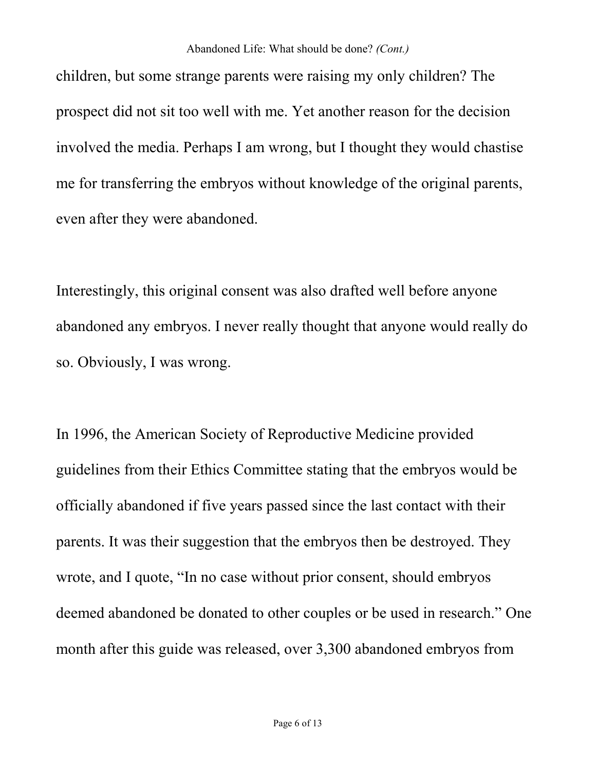children, but some strange parents were raising my only children? The prospect did not sit too well with me. Yet another reason for the decision involved the media. Perhaps I am wrong, but I thought they would chastise me for transferring the embryos without knowledge of the original parents, even after they were abandoned.

Interestingly, this original consent was also drafted well before anyone abandoned any embryos. I never really thought that anyone would really do so. Obviously, I was wrong.

In 1996, the American Society of Reproductive Medicine provided guidelines from their Ethics Committee stating that the embryos would be officially abandoned if five years passed since the last contact with their parents. It was their suggestion that the embryos then be destroyed. They wrote, and I quote, “In no case without prior consent, should embryos deemed abandoned be donated to other couples or be used in research.” One month after this guide was released, over 3,300 abandoned embryos from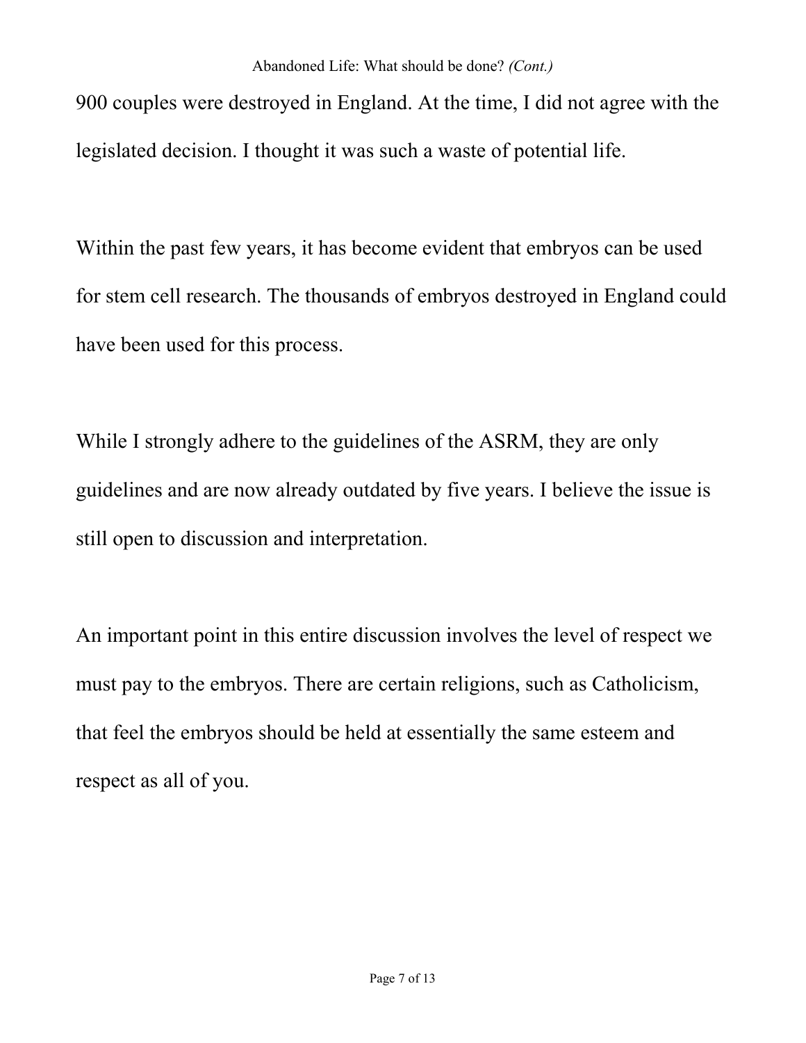900 couples were destroyed in England. At the time, I did not agree with the legislated decision. I thought it was such a waste of potential life.

Within the past few years, it has become evident that embryos can be used for stem cell research. The thousands of embryos destroyed in England could have been used for this process.

While I strongly adhere to the guidelines of the ASRM, they are only guidelines and are now already outdated by five years. I believe the issue is still open to discussion and interpretation.

An important point in this entire discussion involves the level of respect we must pay to the embryos. There are certain religions, such as Catholicism, that feel the embryos should be held at essentially the same esteem and respect as all of you.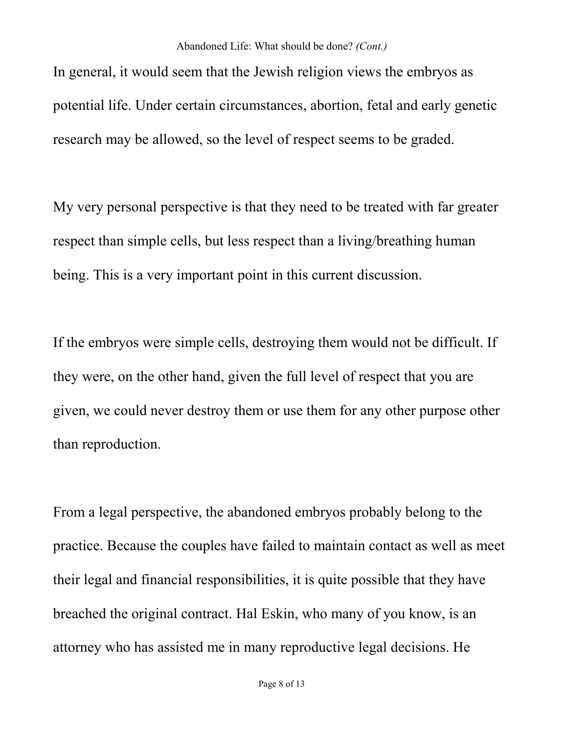In general, it would seem that the Jewish religion views the embryos as potential life. Under certain circumstances, abortion, fetal and early genetic research may be allowed, so the level of respect seems to be graded.

My very personal perspective is that they need to be treated with far greater respect than simple cells, but less respect than a living/breathing human being. This is a very important point in this current discussion.

If the embryos were simple cells, destroying them would not be difficult. If they were, on the other hand, given the full level of respect that you are given, we could never destroy them or use them for any other purpose other than reproduction.

From a legal perspective, the abandoned embryos probably belong to the practice. Because the couples have failed to maintain contact as well as meet their legal and financial responsibilities, it is quite possible that they have breached the original contract. Hal Eskin, who many of you know, is an attorney who has assisted me in many reproductive legal decisions. He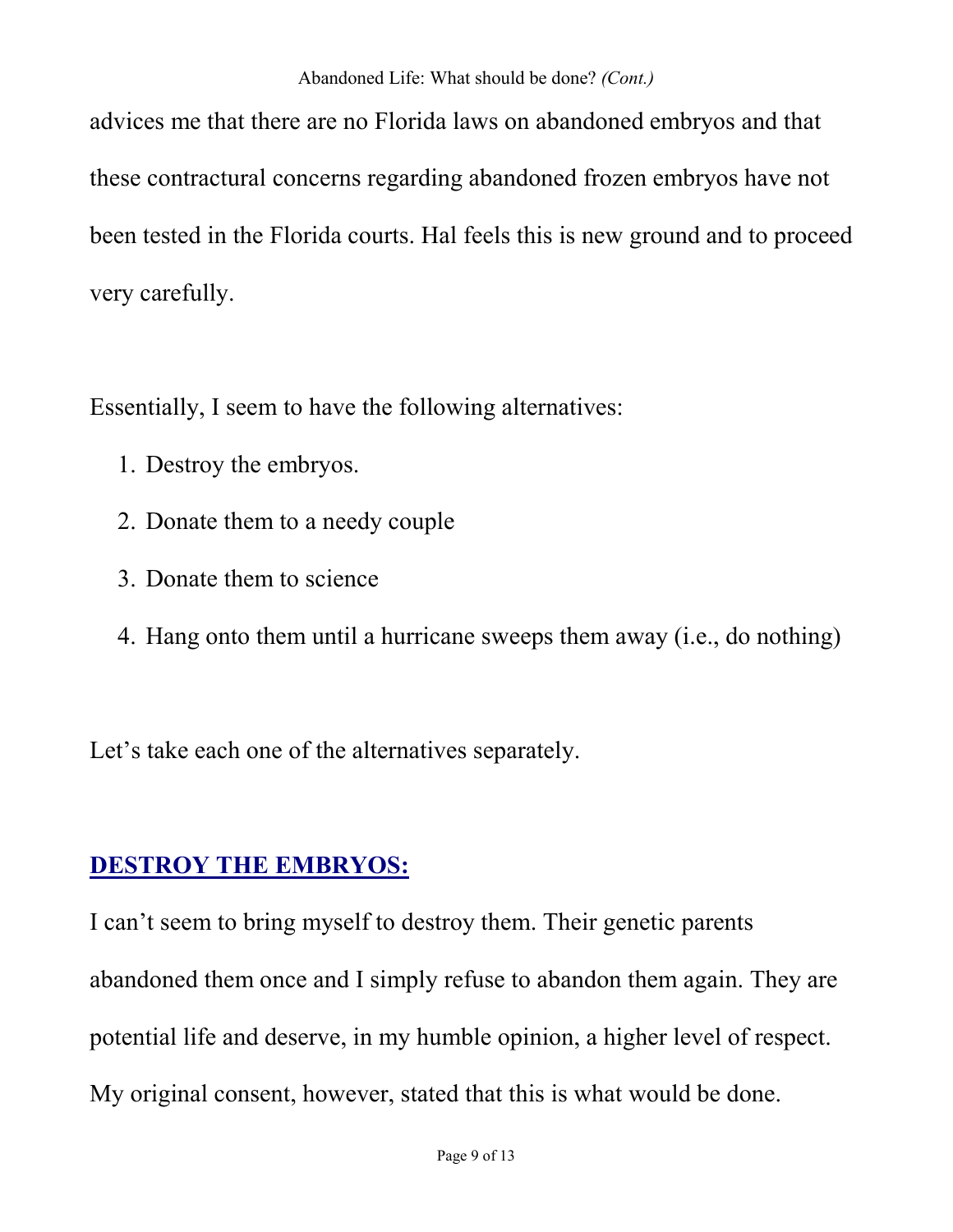advices me that there are no Florida laws on abandoned embryos and that these contractural concerns regarding abandoned frozen embryos have not been tested in the Florida courts. Hal feels this is new ground and to proceed very carefully.

Essentially, I seem to have the following alternatives:

1. Destroy the embryos.
2. Donate them to a needy couple
3. Donate them to science
4. Hang onto them until a hurricane sweeps them away (i.e., do nothing)

Let's take each one of the alternatives separately.

## **DESTROY THE EMBRYOS:**

I can't seem to bring myself to destroy them. Their genetic parents abandoned them once and I simply refuse to abandon them again. They are potential life and deserve, in my humble opinion, a higher level of respect. My original consent, however, stated that this is what would be done.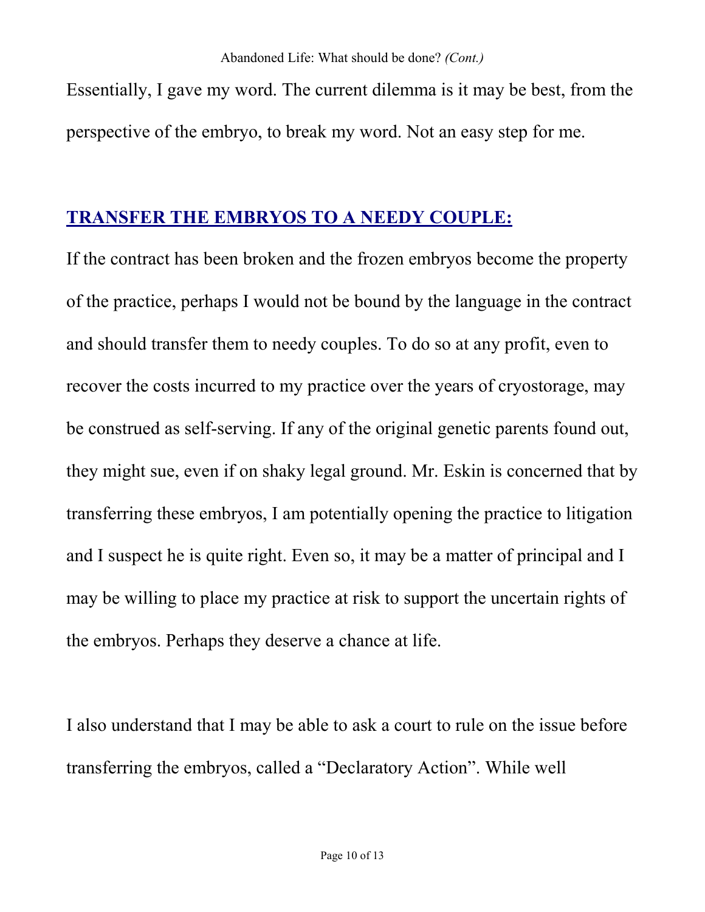Essentially, I gave my word. The current dilemma is it may be best, from the perspective of the embryo, to break my word. Not an easy step for me.

## TRANSFER THE EMBRYOS TO A NEEDY COUPLE:

If the contract has been broken and the frozen embryos become the property of the practice, perhaps I would not be bound by the language in the contract and should transfer them to needy couples. To do so at any profit, even to recover the costs incurred to my practice over the years of cryostorage, may be construed as self-serving. If any of the original genetic parents found out, they might sue, even if on shaky legal ground. Mr. Eskin is concerned that by transferring these embryos, I am potentially opening the practice to litigation and I suspect he is quite right. Even so, it may be a matter of principal and I may be willing to place my practice at risk to support the uncertain rights of the embryos. Perhaps they deserve a chance at life.

I also understand that I may be able to ask a court to rule on the issue before transferring the embryos, called a "Declaratory Action". While well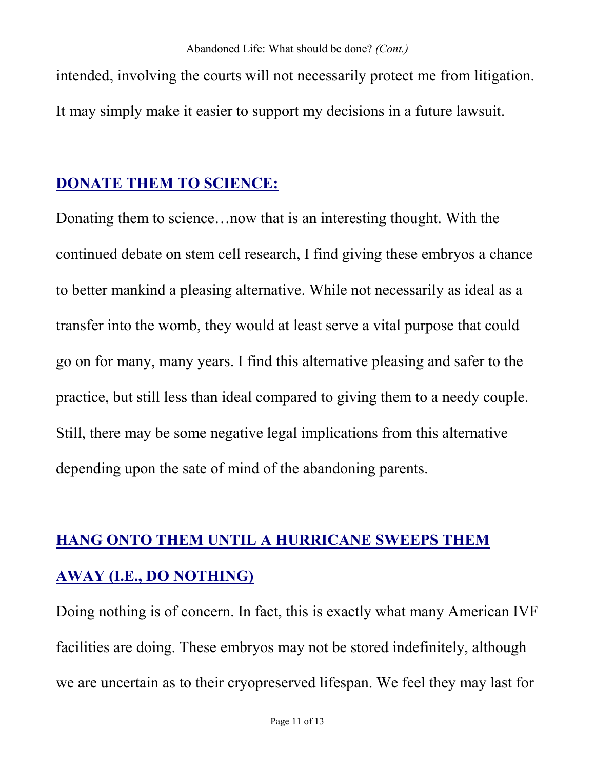intended, involving the courts will not necessarily protect me from litigation. It may simply make it easier to support my decisions in a future lawsuit.

## DONATE THEM TO SCIENCE:

Donating them to science…now that is an interesting thought. With the continued debate on stem cell research, I find giving these embryos a chance to better mankind a pleasing alternative. While not necessarily as ideal as a transfer into the womb, they would at least serve a vital purpose that could go on for many, many years. I find this alternative pleasing and safer to the practice, but still less than ideal compared to giving them to a needy couple. Still, there may be some negative legal implications from this alternative depending upon the sate of mind of the abandoning parents.

## HANG ONTO THEM UNTIL A HURRICANE SWEEPS THEM AWAY (I.E., DO NOTHING)

Doing nothing is of concern. In fact, this is exactly what many American IVF facilities are doing. These embryos may not be stored indefinitely, although we are uncertain as to their cryopreserved lifespan. We feel they may last for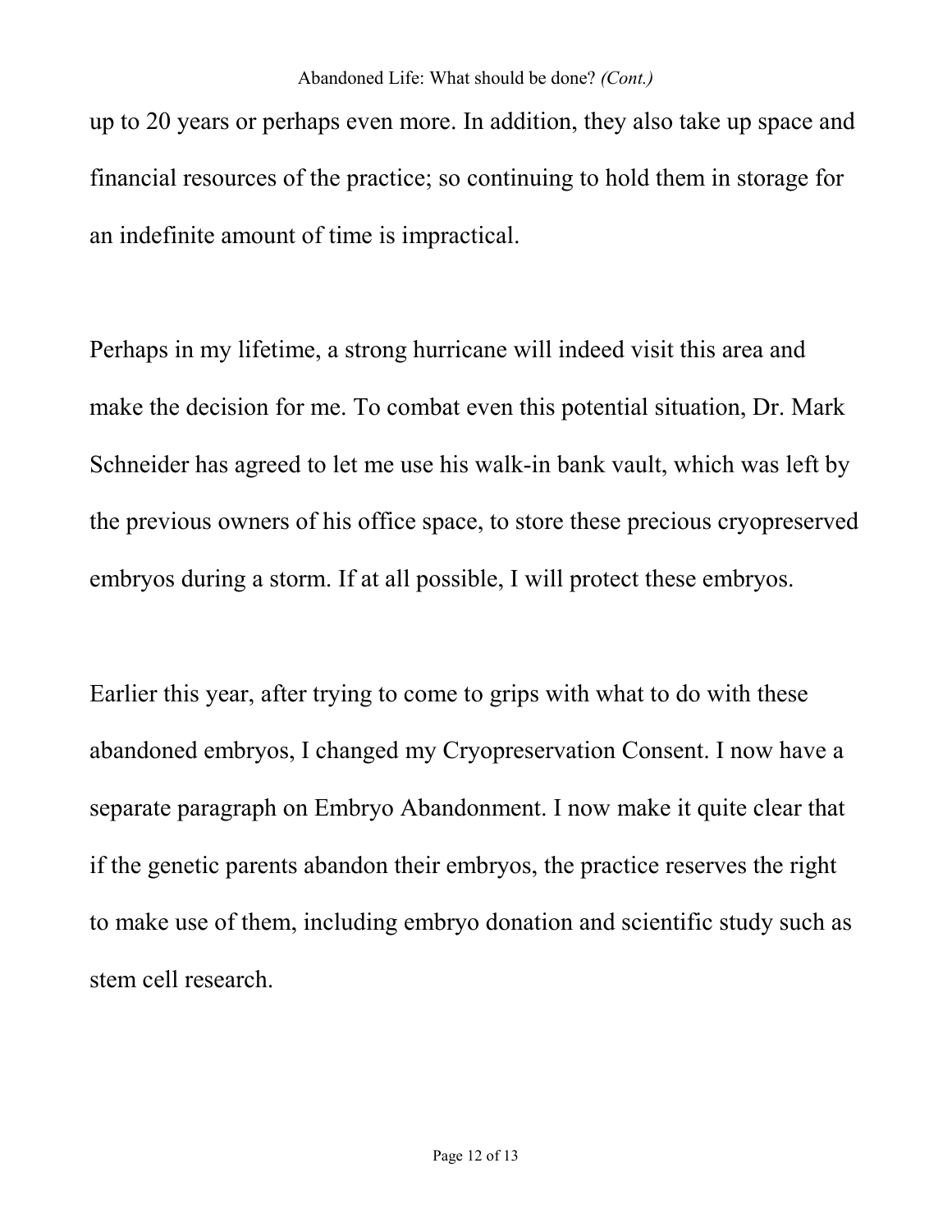up to 20 years or perhaps even more. In addition, they also take up space and financial resources of the practice; so continuing to hold them in storage for an indefinite amount of time is impractical.

Perhaps in my lifetime, a strong hurricane will indeed visit this area and make the decision for me. To combat even this potential situation, Dr. Mark Schneider has agreed to let me use his walk-in bank vault, which was left by the previous owners of his office space, to store these precious cryopreserved embryos during a storm. If at all possible, I will protect these embryos.

Earlier this year, after trying to come to grips with what to do with these abandoned embryos, I changed my Cryopreservation Consent. I now have a separate paragraph on Embryo Abandonment. I now make it quite clear that if the genetic parents abandon their embryos, the practice reserves the right to make use of them, including embryo donation and scientific study such as stem cell research.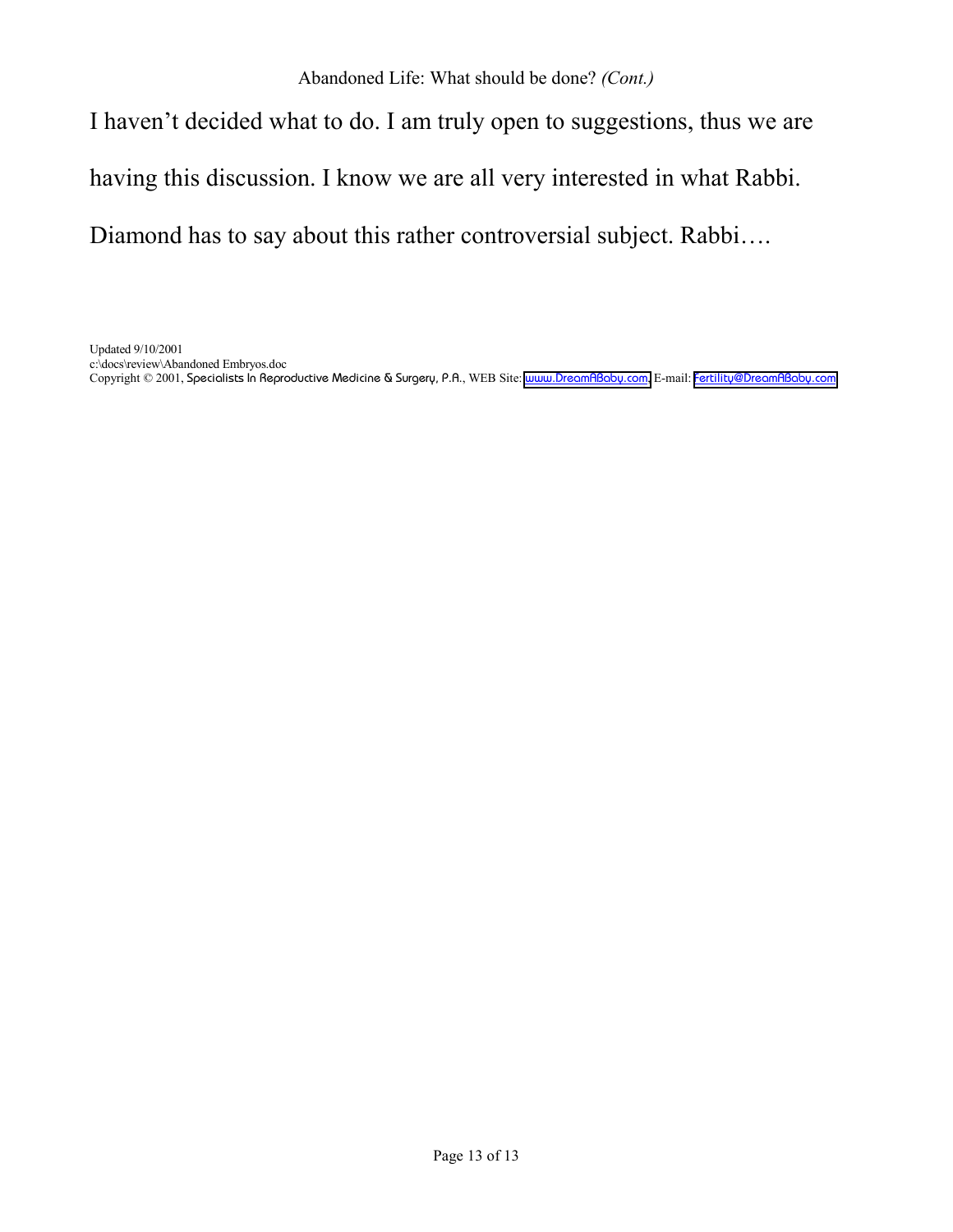I haven't decided what to do. I am truly open to suggestions, thus we are having this discussion. I know we are all very interested in what Rabbi. Diamond has to say about this rather controversial subject. Rabbi….

Updated 9/10/2001
c:\docs\review\Abandoned Embryos.doc
Copyright © 2001, Specialists In Reproductive Medicine & Surgery, P.A., WEB Site: www.DreamABaby.com, E-mail: Fertility@DreamABaby.com